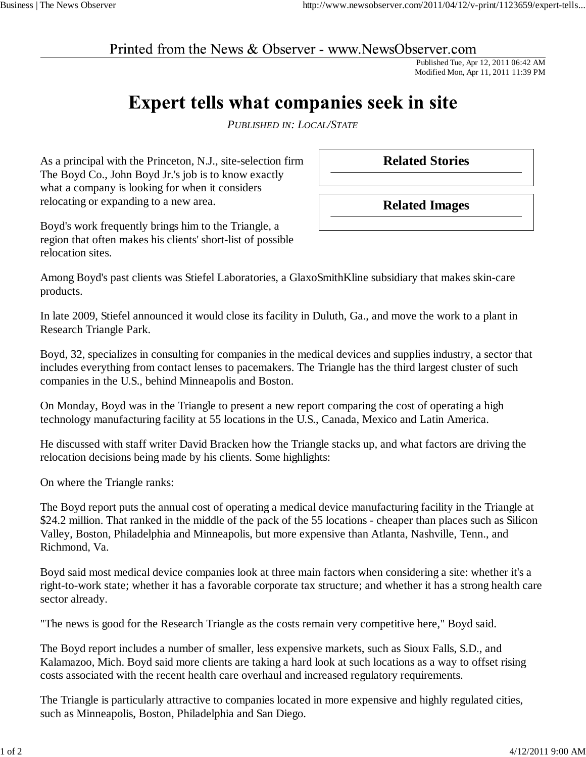Printed from the News & Observer - www.NewsObserver.com

Published Tue, Apr 12, 2011 06:42 AM
Modified Mon, Apr 11, 2011 11:39 PM

# Expert tells what companies seek in site

*PUBLISHED IN: LOCAL/STATE*

**Related Stories**

**Related Images**

As a principal with the Princeton, N.J., site-selection firm The Boyd Co., John Boyd Jr.'s job is to know exactly what a company is looking for when it considers relocating or expanding to a new area.

Boyd's work frequently brings him to the Triangle, a region that often makes his clients' short-list of possible relocation sites.

Among Boyd's past clients was Stiefel Laboratories, a GlaxoSmithKline subsidiary that makes skin-care products.

In late 2009, Stiefel announced it would close its facility in Duluth, Ga., and move the work to a plant in Research Triangle Park.

Boyd, 32, specializes in consulting for companies in the medical devices and supplies industry, a sector that includes everything from contact lenses to pacemakers. The Triangle has the third largest cluster of such companies in the U.S., behind Minneapolis and Boston.

On Monday, Boyd was in the Triangle to present a new report comparing the cost of operating a high technology manufacturing facility at 55 locations in the U.S., Canada, Mexico and Latin America.

He discussed with staff writer David Bracken how the Triangle stacks up, and what factors are driving the relocation decisions being made by his clients. Some highlights:

On where the Triangle ranks:

The Boyd report puts the annual cost of operating a medical device manufacturing facility in the Triangle at $24.2 million. That ranked in the middle of the pack of the 55 locations - cheaper than places such as Silicon Valley, Boston, Philadelphia and Minneapolis, but more expensive than Atlanta, Nashville, Tenn., and Richmond, Va.

Boyd said most medical device companies look at three main factors when considering a site: whether it's a right-to-work state; whether it has a favorable corporate tax structure; and whether it has a strong health care sector already.

"The news is good for the Research Triangle as the costs remain very competitive here," Boyd said.

The Boyd report includes a number of smaller, less expensive markets, such as Sioux Falls, S.D., and Kalamazoo, Mich. Boyd said more clients are taking a hard look at such locations as a way to offset rising costs associated with the recent health care overhaul and increased regulatory requirements.

The Triangle is particularly attractive to companies located in more expensive and highly regulated cities, such as Minneapolis, Boston, Philadelphia and San Diego.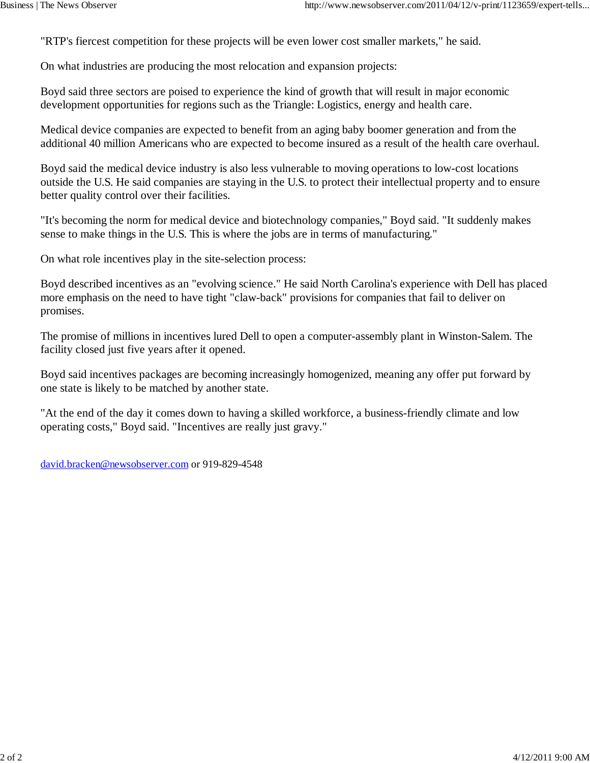"RTP's fiercest competition for these projects will be even lower cost smaller markets," he said.

On what industries are producing the most relocation and expansion projects:

Boyd said three sectors are poised to experience the kind of growth that will result in major economic development opportunities for regions such as the Triangle: Logistics, energy and health care.

Medical device companies are expected to benefit from an aging baby boomer generation and from the additional 40 million Americans who are expected to become insured as a result of the health care overhaul.

Boyd said the medical device industry is also less vulnerable to moving operations to low-cost locations outside the U.S. He said companies are staying in the U.S. to protect their intellectual property and to ensure better quality control over their facilities.

"It's becoming the norm for medical device and biotechnology companies," Boyd said. "It suddenly makes sense to make things in the U.S. This is where the jobs are in terms of manufacturing."

On what role incentives play in the site-selection process:

Boyd described incentives as an "evolving science." He said North Carolina's experience with Dell has placed more emphasis on the need to have tight "claw-back" provisions for companies that fail to deliver on promises.

The promise of millions in incentives lured Dell to open a computer-assembly plant in Winston-Salem. The facility closed just five years after it opened.

Boyd said incentives packages are becoming increasingly homogenized, meaning any offer put forward by one state is likely to be matched by another state.

"At the end of the day it comes down to having a skilled workforce, a business-friendly climate and low operating costs," Boyd said. "Incentives are really just gravy."

david.bracken@newsobserver.com or 919-829-4548